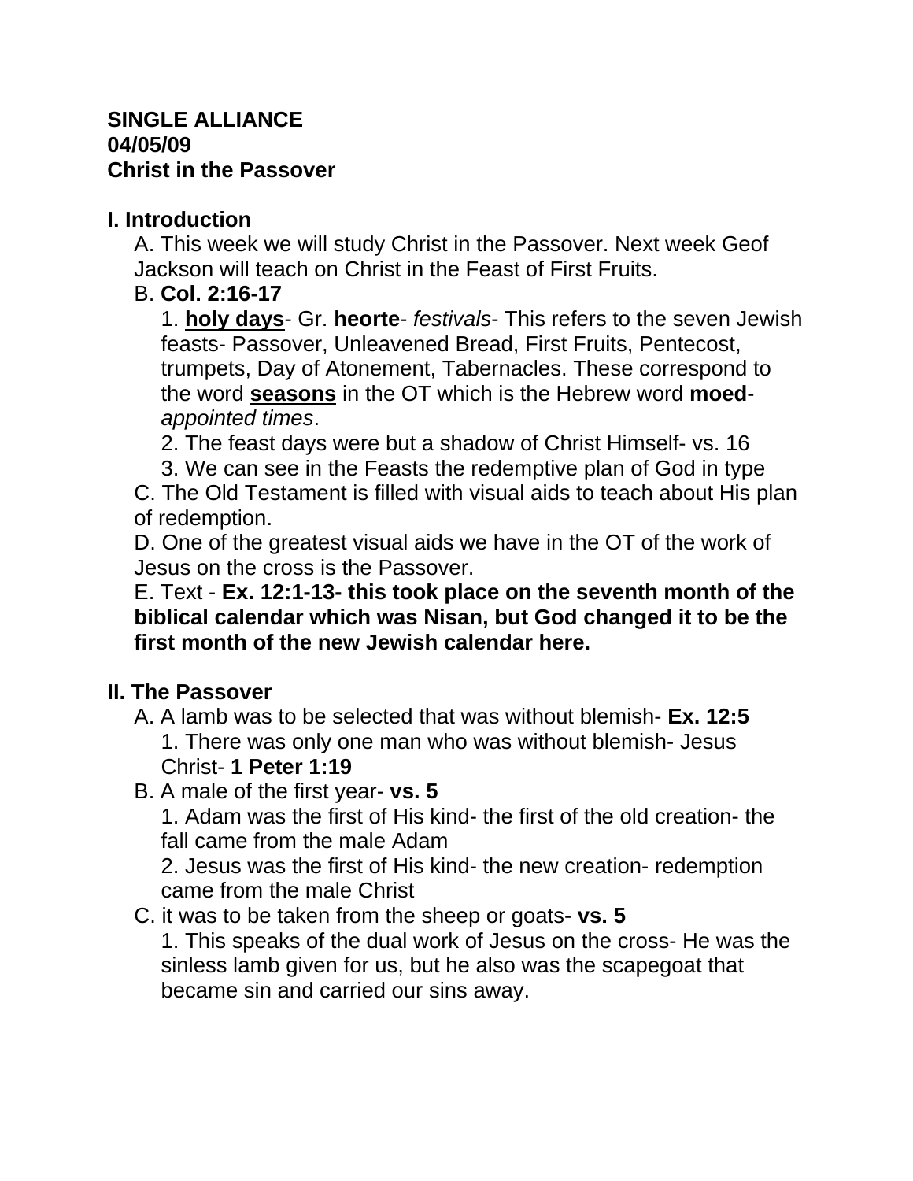**SINGLE ALLIANCE**
**04/05/09**
**Christ in the Passover**

## I. Introduction

A. This week we will study Christ in the Passover. Next week Geof Jackson will teach on Christ in the Feast of First Fruits.

B. **Col. 2:16-17**

1. **<u>holy days</u>**- Gr. **heorte**- *festivals*- This refers to the seven Jewish feasts- Passover, Unleavened Bread, First Fruits, Pentecost, trumpets, Day of Atonement, Tabernacles. These correspond to the word **<u>seasons</u>** in the OT which is the Hebrew word **moed**- *appointed times*.

2. The feast days were but a shadow of Christ Himself- vs. 16

3. We can see in the Feasts the redemptive plan of God in type

C. The Old Testament is filled with visual aids to teach about His plan of redemption.

D. One of the greatest visual aids we have in the OT of the work of Jesus on the cross is the Passover.

E. Text - **Ex. 12:1-13- this took place on the seventh month of the biblical calendar which was Nisan, but God changed it to be the first month of the new Jewish calendar here.**

## II. The Passover

A. A lamb was to be selected that was without blemish- **Ex. 12:5**

1. There was only one man who was without blemish- Jesus Christ- **1 Peter 1:19**

B. A male of the first year- **vs. 5**

1. Adam was the first of His kind- the first of the old creation- the fall came from the male Adam

2. Jesus was the first of His kind- the new creation- redemption came from the male Christ

C. it was to be taken from the sheep or goats- **vs. 5**

1. This speaks of the dual work of Jesus on the cross- He was the sinless lamb given for us, but he also was the scapegoat that became sin and carried our sins away.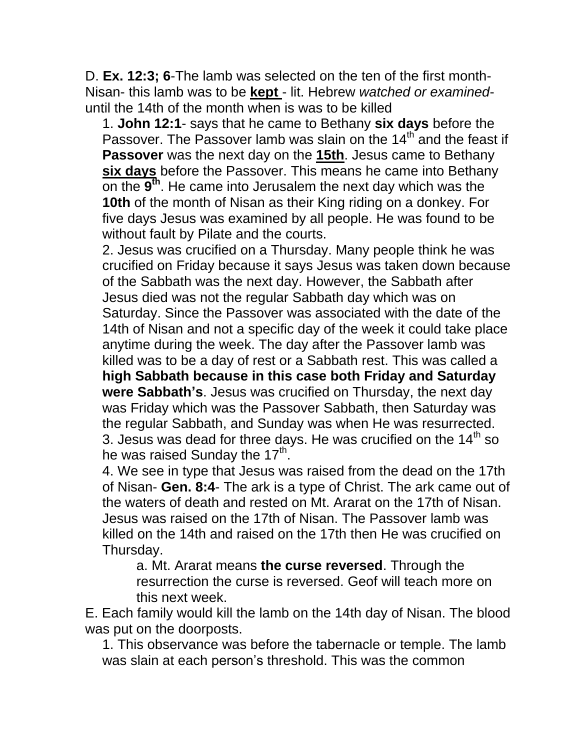D. **Ex. 12:3; 6**-The lamb was selected on the ten of the first month- Nisan- this lamb was to be **<u>kept</u>** - lit. Hebrew *watched or examined*- until the 14th of the month when is was to be killed

1. **John 12:1**- says that he came to Bethany **six days** before the Passover. The Passover lamb was slain on the 14th and the feast if **Passover** was the next day on the **<u>15th</u>**. Jesus came to Bethany **<u>six days</u>** before the Passover. This means he came into Bethany on the **9th**. He came into Jerusalem the next day which was the **10th** of the month of Nisan as their King riding on a donkey. For five days Jesus was examined by all people. He was found to be without fault by Pilate and the courts.
2. Jesus was crucified on a Thursday. Many people think he was crucified on Friday because it says Jesus was taken down because of the Sabbath was the next day. However, the Sabbath after Jesus died was not the regular Sabbath day which was on Saturday. Since the Passover was associated with the date of the 14th of Nisan and not a specific day of the week it could take place anytime during the week. The day after the Passover lamb was killed was to be a day of rest or a Sabbath rest. This was called a **high Sabbath because in this case both Friday and Saturday were Sabbath's**. Jesus was crucified on Thursday, the next day was Friday which was the Passover Sabbath, then Saturday was the regular Sabbath, and Sunday was when He was resurrected.
3. Jesus was dead for three days. He was crucified on the 14th so he was raised Sunday the 17th.
4. We see in type that Jesus was raised from the dead on the 17th of Nisan- **Gen. 8:4**- The ark is a type of Christ. The ark came out of the waters of death and rested on Mt. Ararat on the 17th of Nisan. Jesus was raised on the 17th of Nisan. The Passover lamb was killed on the 14th and raised on the 17th then He was crucified on Thursday.
   a. Mt. Ararat means **the curse reversed**. Through the resurrection the curse is reversed. Geof will teach more on this next week.

E. Each family would kill the lamb on the 14th day of Nisan. The blood was put on the doorposts.

1. This observance was before the tabernacle or temple. The lamb was slain at each person's threshold. This was the common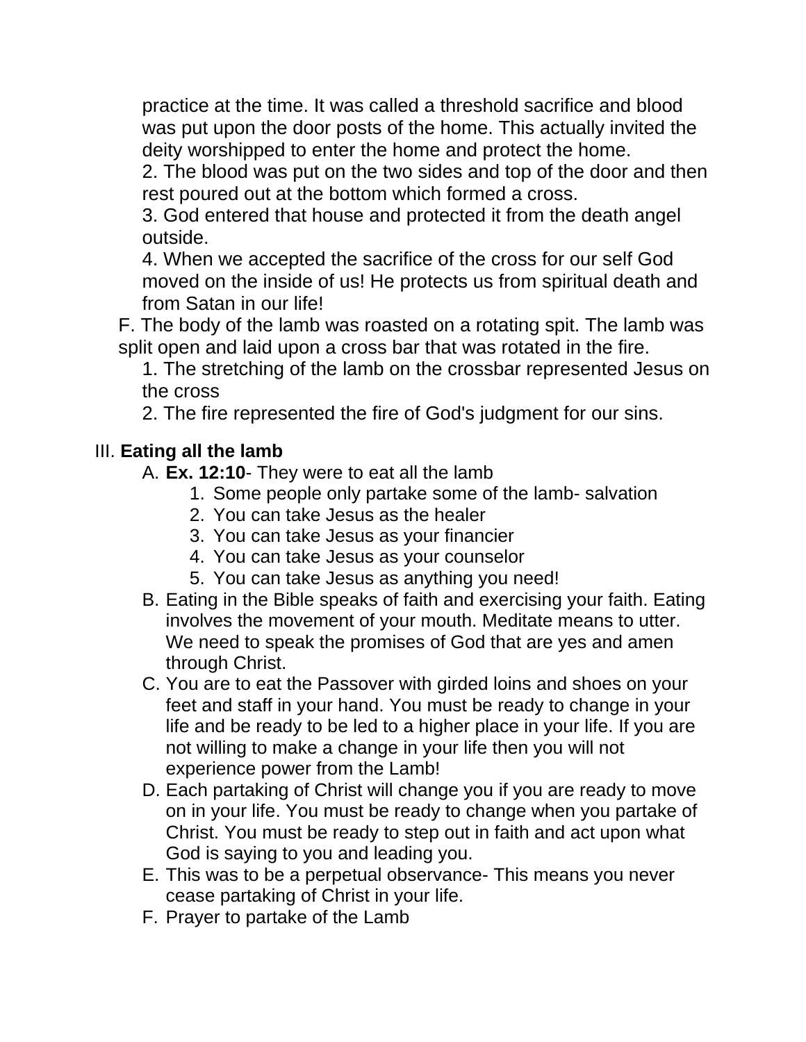practice at the time. It was called a threshold sacrifice and blood was put upon the door posts of the home. This actually invited the deity worshipped to enter the home and protect the home.

2. The blood was put on the two sides and top of the door and then rest poured out at the bottom which formed a cross.

3. God entered that house and protected it from the death angel outside.

4. When we accepted the sacrifice of the cross for our self God moved on the inside of us! He protects us from spiritual death and from Satan in our life!

F. The body of the lamb was roasted on a rotating spit. The lamb was split open and laid upon a cross bar that was rotated in the fire.

1. The stretching of the lamb on the crossbar represented Jesus on the cross

2. The fire represented the fire of God's judgment for our sins.

III. **Eating all the lamb**

A. **Ex. 12:10**- They were to eat all the lamb

1. Some people only partake some of the lamb- salvation
2. You can take Jesus as the healer
3. You can take Jesus as your financier
4. You can take Jesus as your counselor
5. You can take Jesus as anything you need!

B. Eating in the Bible speaks of faith and exercising your faith. Eating involves the movement of your mouth. Meditate means to utter. We need to speak the promises of God that are yes and amen through Christ.

C. You are to eat the Passover with girded loins and shoes on your feet and staff in your hand. You must be ready to change in your life and be ready to be led to a higher place in your life. If you are not willing to make a change in your life then you will not experience power from the Lamb!

D. Each partaking of Christ will change you if you are ready to move on in your life. You must be ready to change when you partake of Christ. You must be ready to step out in faith and act upon what God is saying to you and leading you.

E. This was to be a perpetual observance- This means you never cease partaking of Christ in your life.

F. Prayer to partake of the Lamb